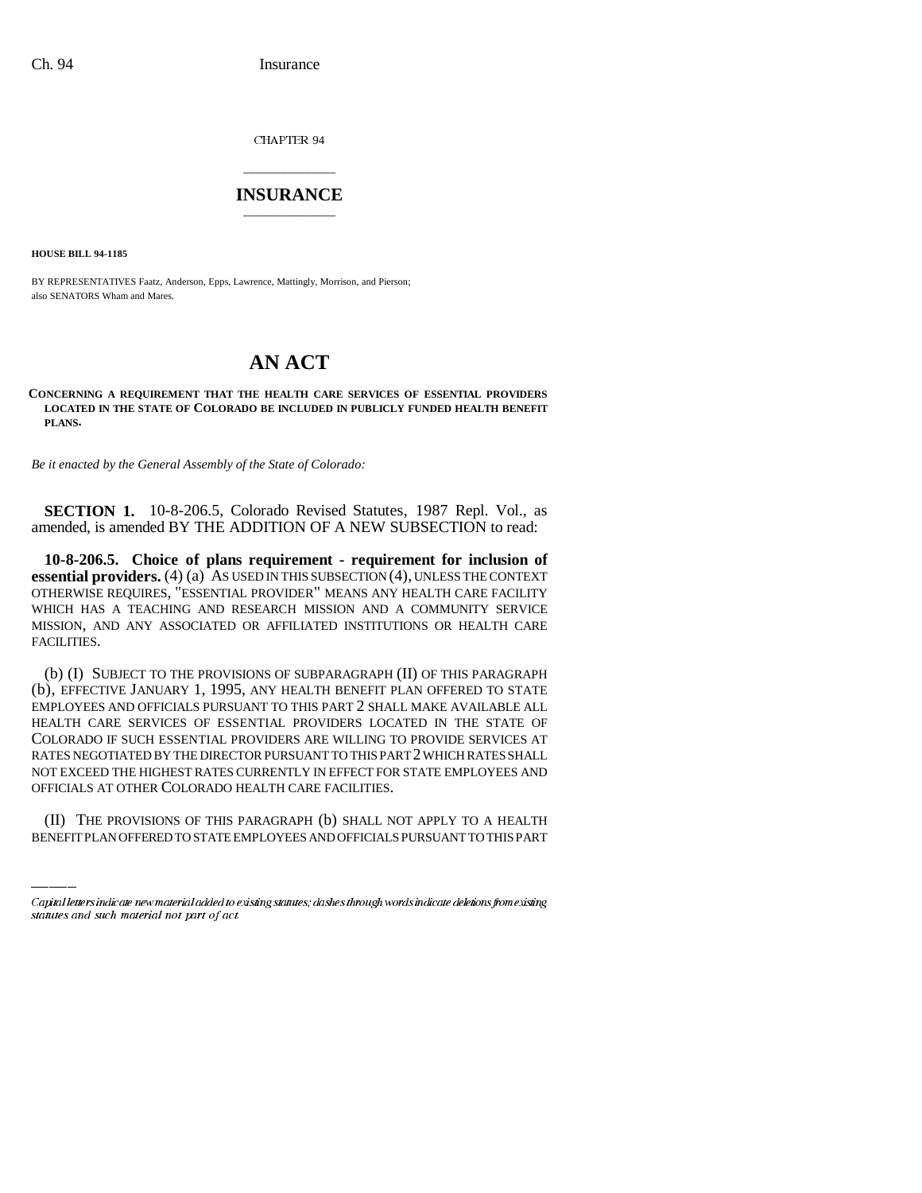CHAPTER 94

# INSURANCE

**HOUSE BILL 94-1185**

BY REPRESENTATIVES Faatz, Anderson, Epps, Lawrence, Mattingly, Morrison, and Pierson; also SENATORS Wham and Mares.

# AN ACT

**CONCERNING A REQUIREMENT THAT THE HEALTH CARE SERVICES OF ESSENTIAL PROVIDERS LOCATED IN THE STATE OF COLORADO BE INCLUDED IN PUBLICLY FUNDED HEALTH BENEFIT PLANS.**

*Be it enacted by the General Assembly of the State of Colorado:*

**SECTION 1.** 10-8-206.5, Colorado Revised Statutes, 1987 Repl. Vol., as amended, is amended BY THE ADDITION OF A NEW SUBSECTION to read:

**10-8-206.5. Choice of plans requirement - requirement for inclusion of essential providers.** (4) (a) AS USED IN THIS SUBSECTION (4), UNLESS THE CONTEXT OTHERWISE REQUIRES, "ESSENTIAL PROVIDER" MEANS ANY HEALTH CARE FACILITY WHICH HAS A TEACHING AND RESEARCH MISSION AND A COMMUNITY SERVICE MISSION, AND ANY ASSOCIATED OR AFFILIATED INSTITUTIONS OR HEALTH CARE FACILITIES.

(b) (I) SUBJECT TO THE PROVISIONS OF SUBPARAGRAPH (II) OF THIS PARAGRAPH (b), EFFECTIVE JANUARY 1, 1995, ANY HEALTH BENEFIT PLAN OFFERED TO STATE EMPLOYEES AND OFFICIALS PURSUANT TO THIS PART 2 SHALL MAKE AVAILABLE ALL HEALTH CARE SERVICES OF ESSENTIAL PROVIDERS LOCATED IN THE STATE OF COLORADO IF SUCH ESSENTIAL PROVIDERS ARE WILLING TO PROVIDE SERVICES AT RATES NEGOTIATED BY THE DIRECTOR PURSUANT TO THIS PART 2 WHICH RATES SHALL NOT EXCEED THE HIGHEST RATES CURRENTLY IN EFFECT FOR STATE EMPLOYEES AND OFFICIALS AT OTHER COLORADO HEALTH CARE FACILITIES.

(II) THE PROVISIONS OF THIS PARAGRAPH (b) SHALL NOT APPLY TO A HEALTH BENEFIT PLAN OFFERED TO STATE EMPLOYEES AND OFFICIALS PURSUANT TO THIS PART

*Capital letters indicate new material added to existing statutes; dashes through words indicate deletions from existing statutes and such material not part of act.*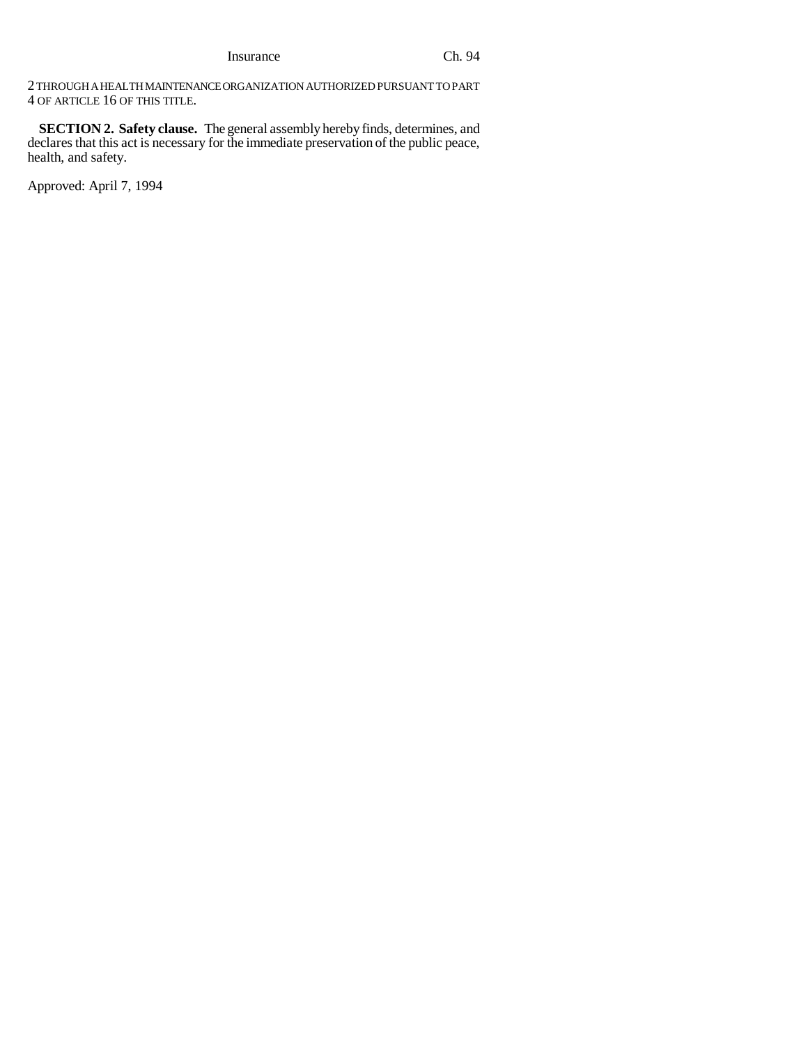2 THROUGH A HEALTH MAINTENANCE ORGANIZATION AUTHORIZED PURSUANT TO PART 4 OF ARTICLE 16 OF THIS TITLE.

**SECTION 2. Safety clause.** The general assembly hereby finds, determines, and declares that this act is necessary for the immediate preservation of the public peace, health, and safety.

Approved: April 7, 1994